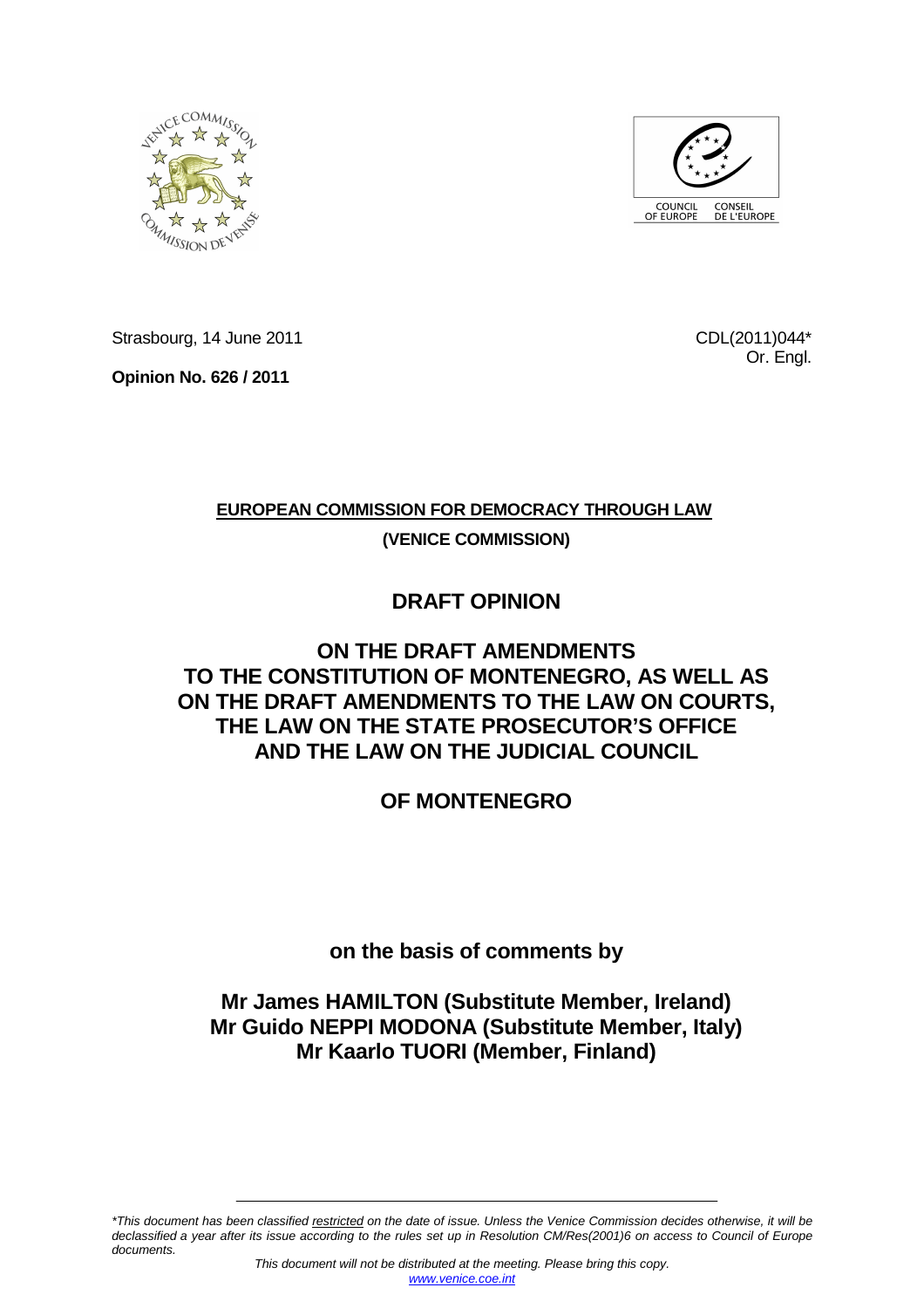Strasbourg, 14 June 2011

CDL(2011)044*
Or. Engl.

**Opinion No. 626 / 2011**

**EUROPEAN COMMISSION FOR DEMOCRACY THROUGH LAW**

**(VENICE COMMISSION)**

# DRAFT OPINION

# ON THE DRAFT AMENDMENTS TO THE CONSTITUTION OF MONTENEGRO, AS WELL AS ON THE DRAFT AMENDMENTS TO THE LAW ON COURTS, THE LAW ON THE STATE PROSECUTOR'S OFFICE AND THE LAW ON THE JUDICIAL COUNCIL

# OF MONTENEGRO

**on the basis of comments by**

**Mr James HAMILTON (Substitute Member, Ireland)**
**Mr Guido NEPPI MODONA (Substitute Member, Italy)**
**Mr Kaarlo TUORI (Member, Finland)**

---

*\*This document has been classified restricted on the date of issue. Unless the Venice Commission decides otherwise, it will be declassified a year after its issue according to the rules set up in Resolution CM/Res(2001)6 on access to Council of Europe documents.*

*This document will not be distributed at the meeting. Please bring this copy.*
*www.venice.coe.int*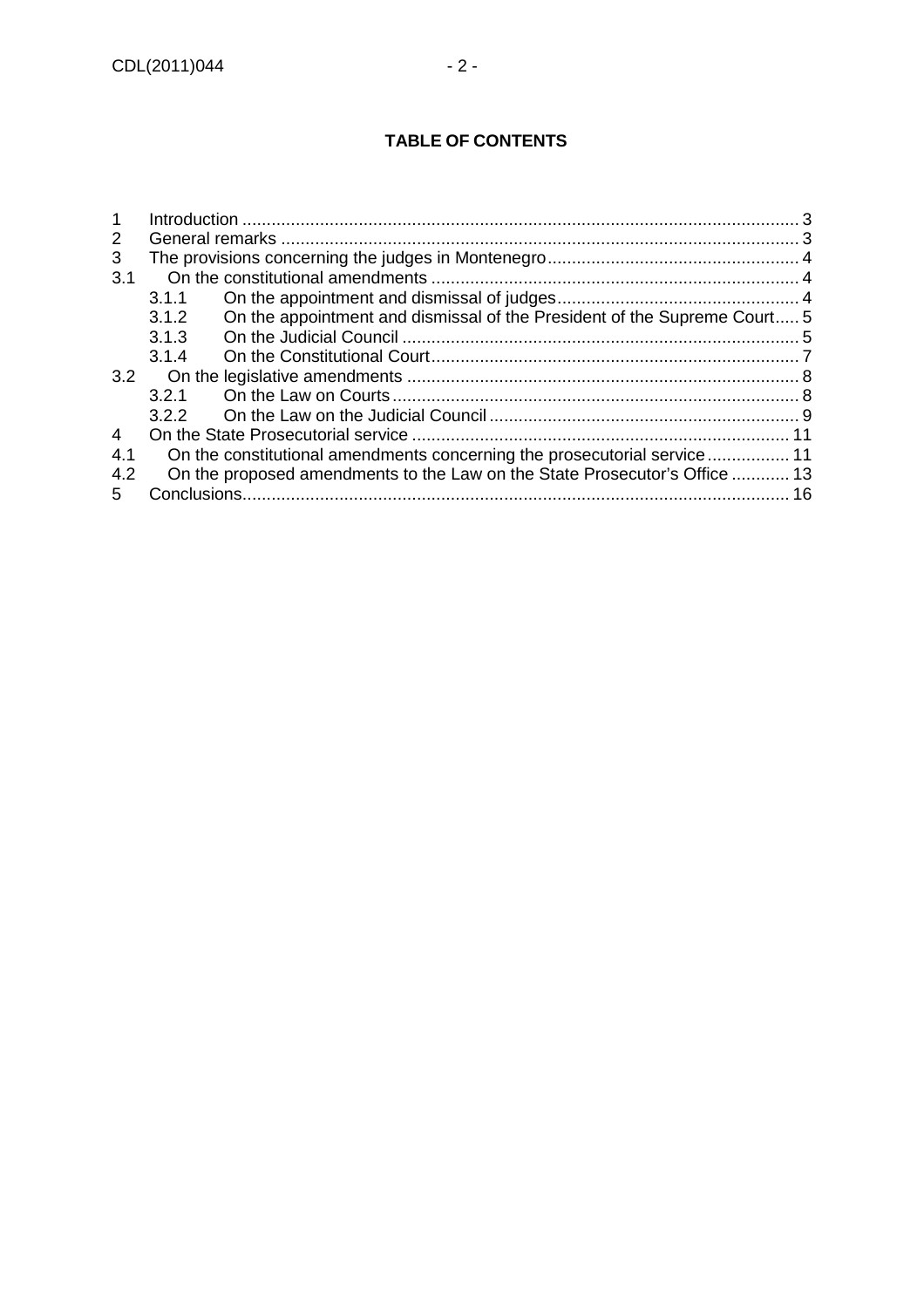**TABLE OF CONTENTS**

1 Introduction ........................................................................................................... 3
2 General remarks ................................................................................................... 3
3 The provisions concerning the judges in Montenegro .......................................... 4
3.1 On the constitutional amendments .................................................................... 4
  3.1.1 On the appointment and dismissal of judges ................................................. 4
  3.1.2 On the appointment and dismissal of the President of the Supreme Court ..... 5
  3.1.3 On the Judicial Council .................................................................................. 5
  3.1.4 On the Constitutional Court ........................................................................... 7
3.2 On the legislative amendments ......................................................................... 8
  3.2.1 On the Law on Courts .................................................................................... 8
  3.2.2 On the Law on the Judicial Council ................................................................ 9
4 On the State Prosecutorial service ...................................................................... 11
4.1 On the constitutional amendments concerning the prosecutorial service ........ 11
4.2 On the proposed amendments to the Law on the State Prosecutor's Office ...... 13
5 Conclusions ......................................................................................................... 16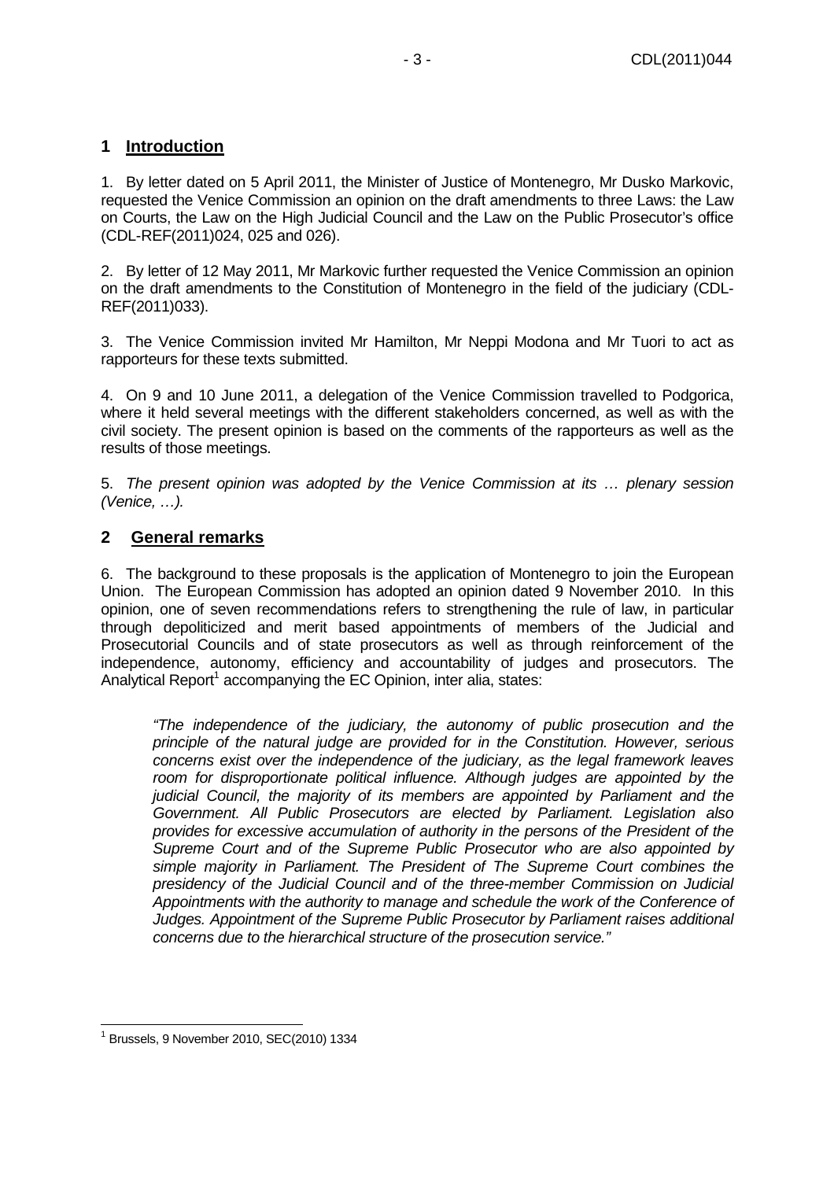## 1 Introduction

1. By letter dated on 5 April 2011, the Minister of Justice of Montenegro, Mr Dusko Markovic, requested the Venice Commission an opinion on the draft amendments to three Laws: the Law on Courts, the Law on the High Judicial Council and the Law on the Public Prosecutor's office (CDL-REF(2011)024, 025 and 026).

2. By letter of 12 May 2011, Mr Markovic further requested the Venice Commission an opinion on the draft amendments to the Constitution of Montenegro in the field of the judiciary (CDL-REF(2011)033).

3. The Venice Commission invited Mr Hamilton, Mr Neppi Modona and Mr Tuori to act as rapporteurs for these texts submitted.

4. On 9 and 10 June 2011, a delegation of the Venice Commission travelled to Podgorica, where it held several meetings with the different stakeholders concerned, as well as with the civil society. The present opinion is based on the comments of the rapporteurs as well as the results of those meetings.

5. *The present opinion was adopted by the Venice Commission at its … plenary session (Venice, …).*

## 2 General remarks

6. The background to these proposals is the application of Montenegro to join the European Union. The European Commission has adopted an opinion dated 9 November 2010. In this opinion, one of seven recommendations refers to strengthening the rule of law, in particular through depoliticized and merit based appointments of members of the Judicial and Prosecutorial Councils and of state prosecutors as well as through reinforcement of the independence, autonomy, efficiency and accountability of judges and prosecutors. The Analytical Report[1] accompanying the EC Opinion, inter alia, states:

> *"The independence of the judiciary, the autonomy of public prosecution and the principle of the natural judge are provided for in the Constitution. However, serious concerns exist over the independence of the judiciary, as the legal framework leaves room for disproportionate political influence. Although judges are appointed by the judicial Council, the majority of its members are appointed by Parliament and the Government. All Public Prosecutors are elected by Parliament. Legislation also provides for excessive accumulation of authority in the persons of the President of the Supreme Court and of the Supreme Public Prosecutor who are also appointed by simple majority in Parliament. The President of The Supreme Court combines the presidency of the Judicial Council and of the three-member Commission on Judicial Appointments with the authority to manage and schedule the work of the Conference of Judges. Appointment of the Supreme Public Prosecutor by Parliament raises additional concerns due to the hierarchical structure of the prosecution service."*

---

[1] Brussels, 9 November 2010, SEC(2010) 1334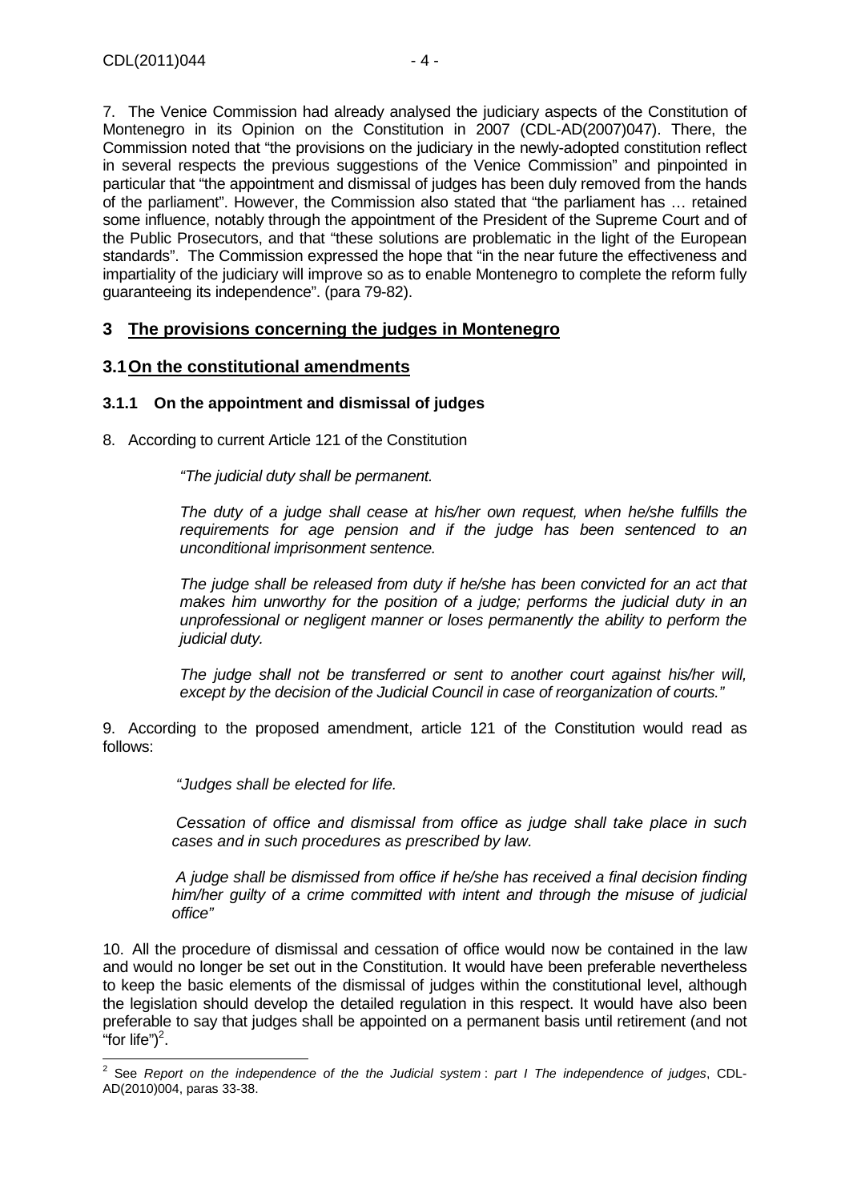7. The Venice Commission had already analysed the judiciary aspects of the Constitution of Montenegro in its Opinion on the Constitution in 2007 (CDL-AD(2007)047). There, the Commission noted that "the provisions on the judiciary in the newly-adopted constitution reflect in several respects the previous suggestions of the Venice Commission" and pinpointed in particular that "the appointment and dismissal of judges has been duly removed from the hands of the parliament". However, the Commission also stated that "the parliament has … retained some influence, notably through the appointment of the President of the Supreme Court and of the Public Prosecutors, and that "these solutions are problematic in the light of the European standards". The Commission expressed the hope that "in the near future the effectiveness and impartiality of the judiciary will improve so as to enable Montenegro to complete the reform fully guaranteeing its independence". (para 79-82).

## 3 The provisions concerning the judges in Montenegro

## 3.1 On the constitutional amendments

### 3.1.1 On the appointment and dismissal of judges

8. According to current Article 121 of the Constitution

> *"The judicial duty shall be permanent.*
>
> *The duty of a judge shall cease at his/her own request, when he/she fulfills the requirements for age pension and if the judge has been sentenced to an unconditional imprisonment sentence.*
>
> *The judge shall be released from duty if he/she has been convicted for an act that makes him unworthy for the position of a judge; performs the judicial duty in an unprofessional or negligent manner or loses permanently the ability to perform the judicial duty.*
>
> *The judge shall not be transferred or sent to another court against his/her will, except by the decision of the Judicial Council in case of reorganization of courts."*

9. According to the proposed amendment, article 121 of the Constitution would read as follows:

> *"Judges shall be elected for life.*
>
> *Cessation of office and dismissal from office as judge shall take place in such cases and in such procedures as prescribed by law.*
>
> *A judge shall be dismissed from office if he/she has received a final decision finding him/her guilty of a crime committed with intent and through the misuse of judicial office"*

10. All the procedure of dismissal and cessation of office would now be contained in the law and would no longer be set out in the Constitution. It would have been preferable nevertheless to keep the basic elements of the dismissal of judges within the constitutional level, although the legislation should develop the detailed regulation in this respect. It would have also been preferable to say that judges shall be appointed on a permanent basis until retirement (and not "for life")[2].

---

[2] See *Report on the independence of the the Judicial system : part I The independence of judges*, CDL-AD(2010)004, paras 33-38.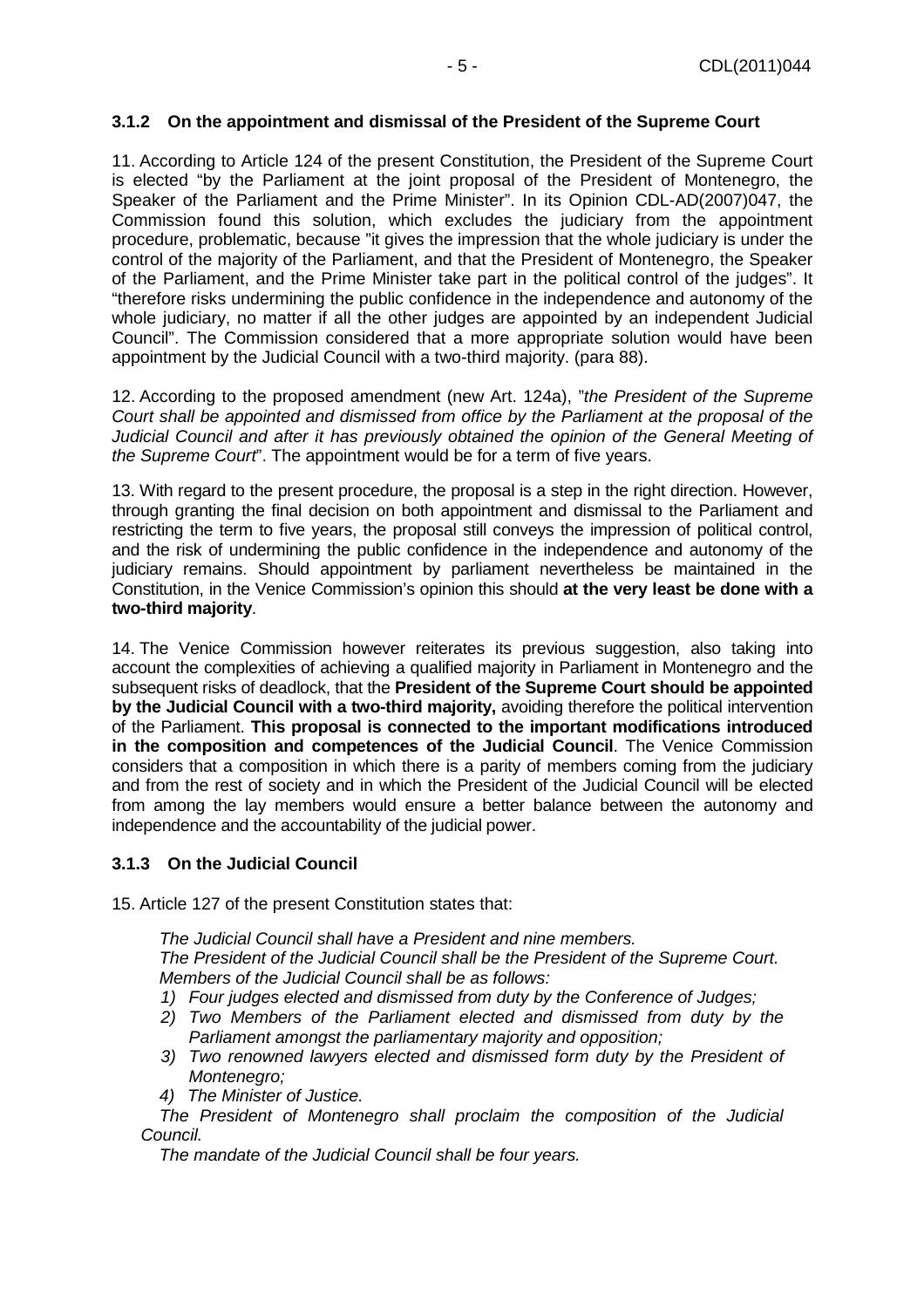### 3.1.2 On the appointment and dismissal of the President of the Supreme Court

11. According to Article 124 of the present Constitution, the President of the Supreme Court is elected "by the Parliament at the joint proposal of the President of Montenegro, the Speaker of the Parliament and the Prime Minister". In its Opinion CDL-AD(2007)047, the Commission found this solution, which excludes the judiciary from the appointment procedure, problematic, because "it gives the impression that the whole judiciary is under the control of the majority of the Parliament, and that the President of Montenegro, the Speaker of the Parliament, and the Prime Minister take part in the political control of the judges". It "therefore risks undermining the public confidence in the independence and autonomy of the whole judiciary, no matter if all the other judges are appointed by an independent Judicial Council". The Commission considered that a more appropriate solution would have been appointment by the Judicial Council with a two-third majority. (para 88).

12. According to the proposed amendment (new Art. 124a), "*the President of the Supreme Court shall be appointed and dismissed from office by the Parliament at the proposal of the Judicial Council and after it has previously obtained the opinion of the General Meeting of the Supreme Court*". The appointment would be for a term of five years.

13. With regard to the present procedure, the proposal is a step in the right direction. However, through granting the final decision on both appointment and dismissal to the Parliament and restricting the term to five years, the proposal still conveys the impression of political control, and the risk of undermining the public confidence in the independence and autonomy of the judiciary remains. Should appointment by parliament nevertheless be maintained in the Constitution, in the Venice Commission's opinion this should **at the very least be done with a two-third majority**.

14. The Venice Commission however reiterates its previous suggestion, also taking into account the complexities of achieving a qualified majority in Parliament in Montenegro and the subsequent risks of deadlock, that the **President of the Supreme Court should be appointed by the Judicial Council with a two-third majority,** avoiding therefore the political intervention of the Parliament. **This proposal is connected to the important modifications introduced in the composition and competences of the Judicial Council**. The Venice Commission considers that a composition in which there is a parity of members coming from the judiciary and from the rest of society and in which the President of the Judicial Council will be elected from among the lay members would ensure a better balance between the autonomy and independence and the accountability of the judicial power.

### 3.1.3 On the Judicial Council

15. Article 127 of the present Constitution states that:

> *The Judicial Council shall have a President and nine members.*
> *The President of the Judicial Council shall be the President of the Supreme Court.*
> *Members of the Judicial Council shall be as follows:*
>
> 1) *Four judges elected and dismissed from duty by the Conference of Judges;*
> 2) *Two Members of the Parliament elected and dismissed from duty by the Parliament amongst the parliamentary majority and opposition;*
> 3) *Two renowned lawyers elected and dismissed form duty by the President of Montenegro;*
> 4) *The Minister of Justice.*
>
> *The President of Montenegro shall proclaim the composition of the Judicial Council.*
>
> *The mandate of the Judicial Council shall be four years.*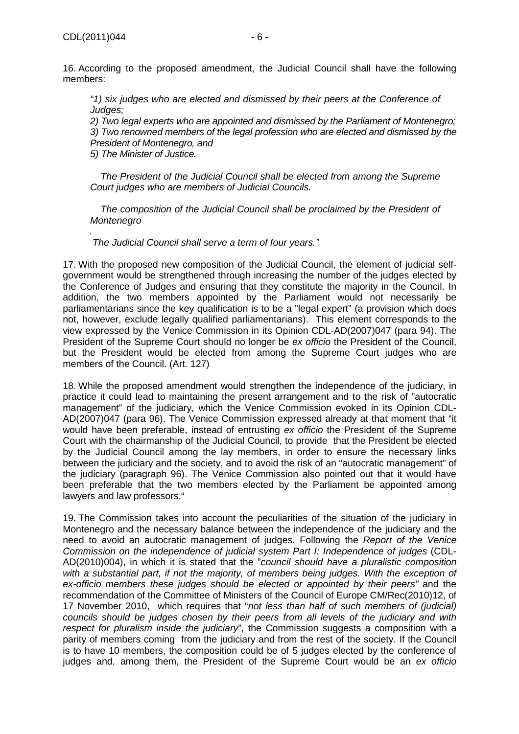16. According to the proposed amendment, the Judicial Council shall have the following members:

> *"1) six judges who are elected and dismissed by their peers at the Conference of Judges;*
> *2) Two legal experts who are appointed and dismissed by the Parliament of Montenegro;*
> *3) Two renowned members of the legal profession who are elected and dismissed by the President of Montenegro, and*
> *5) The Minister of Justice.*
>
> *The President of the Judicial Council shall be elected from among the Supreme Court judges who are members of Judicial Councils.*
>
> *The composition of the Judicial Council shall be proclaimed by the President of Montenegro*
>
> *.*
>
> *The Judicial Council shall serve a term of four years."*

17. With the proposed new composition of the Judicial Council, the element of judicial self-government would be strengthened through increasing the number of the judges elected by the Conference of Judges and ensuring that they constitute the majority in the Council. In addition, the two members appointed by the Parliament would not necessarily be parliamentarians since the key qualification is to be a "legal expert" (a provision which does not, however, exclude legally qualified parliamentarians). This element corresponds to the view expressed by the Venice Commission in its Opinion CDL-AD(2007)047 (para 94). The President of the Supreme Court should no longer be *ex officio* the President of the Council, but the President would be elected from among the Supreme Court judges who are members of the Council. (Art. 127)

18. While the proposed amendment would strengthen the independence of the judiciary, in practice it could lead to maintaining the present arrangement and to the risk of "autocratic management" of the judiciary, which the Venice Commission evoked in its Opinion CDL-AD(2007)047 (para 96). The Venice Commission expressed already at that moment that "it would have been preferable, instead of entrusting *ex officio* the President of the Supreme Court with the chairmanship of the Judicial Council, to provide that the President be elected by the Judicial Council among the lay members, in order to ensure the necessary links between the judiciary and the society, and to avoid the risk of an "autocratic management" of the judiciary (paragraph 96). The Venice Commission also pointed out that it would have been preferable that the two members elected by the Parliament be appointed among lawyers and law professors."

19. The Commission takes into account the peculiarities of the situation of the judiciary in Montenegro and the necessary balance between the independence of the judiciary and the need to avoid an autocratic management of judges. Following the *Report of the Venice Commission on the independence of judicial system Part I: Independence of judges* (CDL-AD(2010)004), in which it is stated that the "*council should have a pluralistic composition with a substantial part, if not the majority, of members being judges. With the exception of ex-officio members these judges should be elected or appointed by their peers"* and the recommendation of the Committee of Ministers of the Council of Europe CM/Rec(2010)12, of 17 November 2010, which requires that "*not less than half of such members of (judicial) councils should be judges chosen by their peers from all levels of the judiciary and with respect for pluralism inside the judiciary*", the Commission suggests a composition with a parity of members coming from the judiciary and from the rest of the society. If the Council is to have 10 members, the composition could be of 5 judges elected by the conference of judges and, among them, the President of the Supreme Court would be an *ex officio*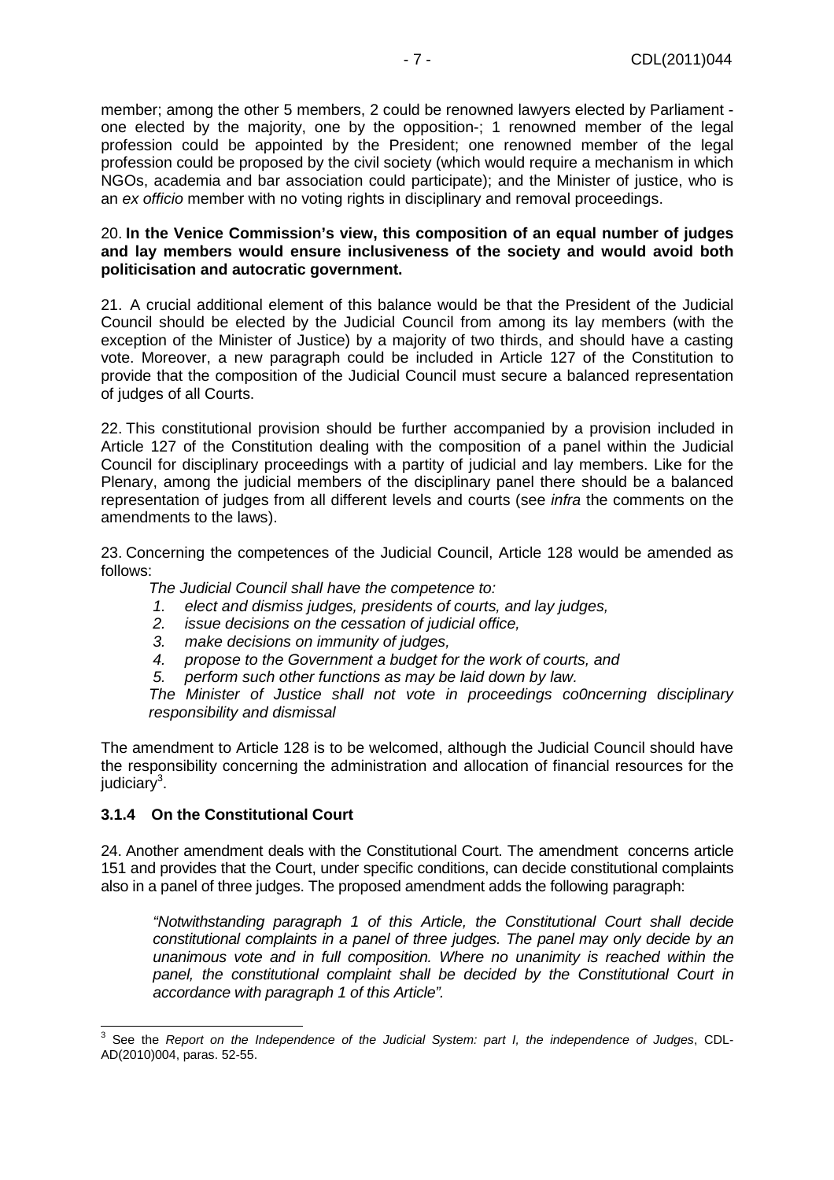member; among the other 5 members, 2 could be renowned lawyers elected by Parliament - one elected by the majority, one by the opposition-; 1 renowned member of the legal profession could be appointed by the President; one renowned member of the legal profession could be proposed by the civil society (which would require a mechanism in which NGOs, academia and bar association could participate); and the Minister of justice, who is an *ex officio* member with no voting rights in disciplinary and removal proceedings.

20. **In the Venice Commission's view, this composition of an equal number of judges and lay members would ensure inclusiveness of the society and would avoid both politicisation and autocratic government.**

21. A crucial additional element of this balance would be that the President of the Judicial Council should be elected by the Judicial Council from among its lay members (with the exception of the Minister of Justice) by a majority of two thirds, and should have a casting vote. Moreover, a new paragraph could be included in Article 127 of the Constitution to provide that the composition of the Judicial Council must secure a balanced representation of judges of all Courts.

22. This constitutional provision should be further accompanied by a provision included in Article 127 of the Constitution dealing with the composition of a panel within the Judicial Council for disciplinary proceedings with a partity of judicial and lay members. Like for the Plenary, among the judicial members of the disciplinary panel there should be a balanced representation of judges from all different levels and courts (see *infra* the comments on the amendments to the laws).

23. Concerning the competences of the Judicial Council, Article 128 would be amended as follows:

*The Judicial Council shall have the competence to:*

1. *elect and dismiss judges, presidents of courts, and lay judges,*
2. *issue decisions on the cessation of judicial office,*
3. *make decisions on immunity of judges,*
4. *propose to the Government a budget for the work of courts, and*
5. *perform such other functions as may be laid down by law.*

*The Minister of Justice shall not vote in proceedings co0ncerning disciplinary responsibility and dismissal*

The amendment to Article 128 is to be welcomed, although the Judicial Council should have the responsibility concerning the administration and allocation of financial resources for the judiciary[3].

### 3.1.4 On the Constitutional Court

24. Another amendment deals with the Constitutional Court. The amendment concerns article 151 and provides that the Court, under specific conditions, can decide constitutional complaints also in a panel of three judges. The proposed amendment adds the following paragraph:

> *"Notwithstanding paragraph 1 of this Article, the Constitutional Court shall decide constitutional complaints in a panel of three judges. The panel may only decide by an unanimous vote and in full composition. Where no unanimity is reached within the panel, the constitutional complaint shall be decided by the Constitutional Court in accordance with paragraph 1 of this Article".*

---

[3] See the *Report on the Independence of the Judicial System: part I, the independence of Judges*, CDL-AD(2010)004, paras. 52-55.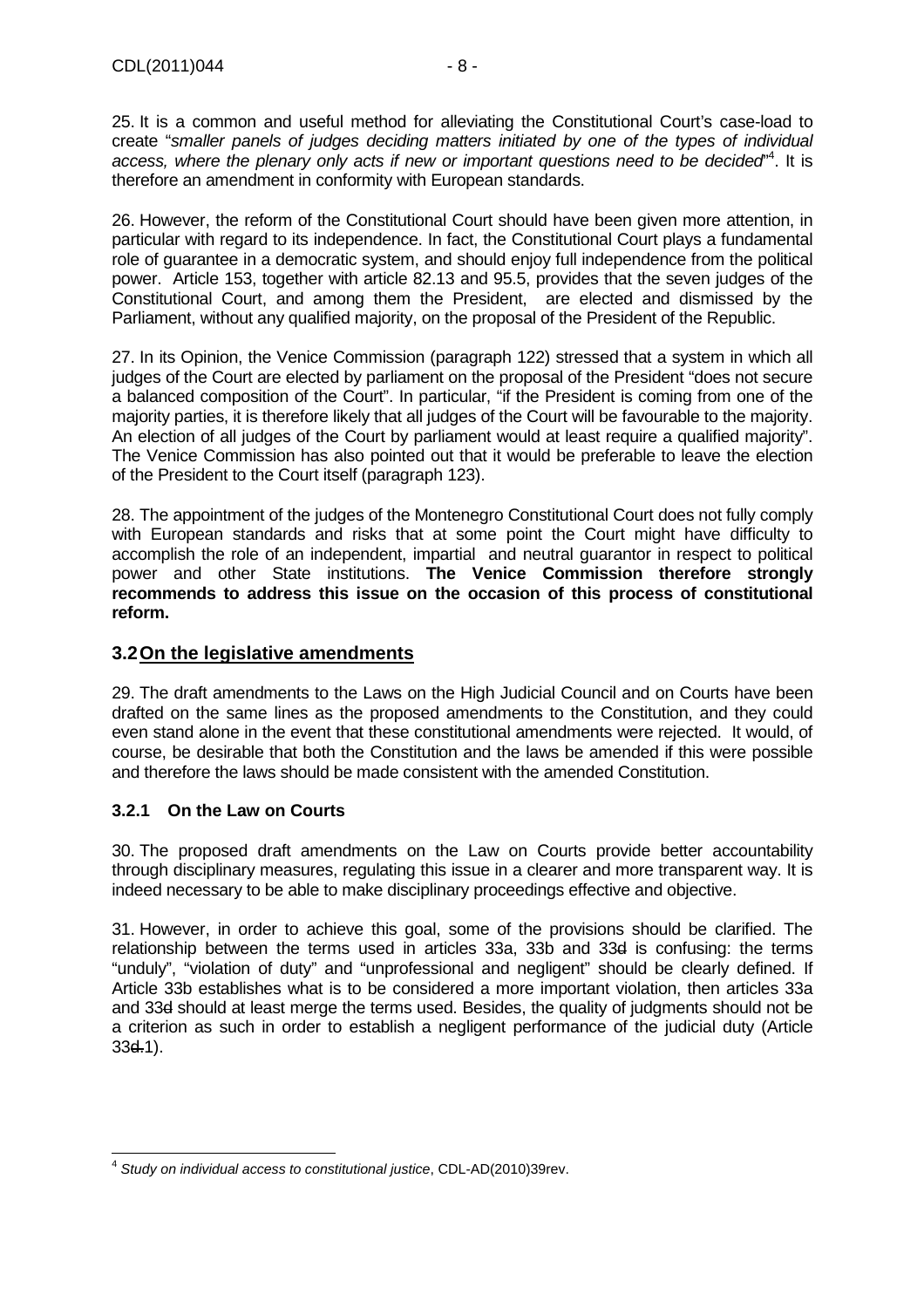25. It is a common and useful method for alleviating the Constitutional Court's case-load to create "*smaller panels of judges deciding matters initiated by one of the types of individual access, where the plenary only acts if new or important questions need to be decided*"[4]. It is therefore an amendment in conformity with European standards.

26. However, the reform of the Constitutional Court should have been given more attention, in particular with regard to its independence. In fact, the Constitutional Court plays a fundamental role of guarantee in a democratic system, and should enjoy full independence from the political power. Article 153, together with article 82.13 and 95.5, provides that the seven judges of the Constitutional Court, and among them the President, are elected and dismissed by the Parliament, without any qualified majority, on the proposal of the President of the Republic.

27. In its Opinion, the Venice Commission (paragraph 122) stressed that a system in which all judges of the Court are elected by parliament on the proposal of the President "does not secure a balanced composition of the Court". In particular, "if the President is coming from one of the majority parties, it is therefore likely that all judges of the Court will be favourable to the majority. An election of all judges of the Court by parliament would at least require a qualified majority". The Venice Commission has also pointed out that it would be preferable to leave the election of the President to the Court itself (paragraph 123).

28. The appointment of the judges of the Montenegro Constitutional Court does not fully comply with European standards and risks that at some point the Court might have difficulty to accomplish the role of an independent, impartial and neutral guarantor in respect to political power and other State institutions. **The Venice Commission therefore strongly recommends to address this issue on the occasion of this process of constitutional reform.**

## 3.2 On the legislative amendments

29. The draft amendments to the Laws on the High Judicial Council and on Courts have been drafted on the same lines as the proposed amendments to the Constitution, and they could even stand alone in the event that these constitutional amendments were rejected. It would, of course, be desirable that both the Constitution and the laws be amended if this were possible and therefore the laws should be made consistent with the amended Constitution.

### 3.2.1 On the Law on Courts

30. The proposed draft amendments on the Law on Courts provide better accountability through disciplinary measures, regulating this issue in a clearer and more transparent way. It is indeed necessary to be able to make disciplinary proceedings effective and objective.

31. However, in order to achieve this goal, some of the provisions should be clarified. The relationship between the terms used in articles 33a, 33b and 33~~d~~ is confusing: the terms "unduly", "violation of duty" and "unprofessional and negligent" should be clearly defined. If Article 33b establishes what is to be considered a more important violation, then articles 33a and 33~~d~~ should at least merge the terms used. Besides, the quality of judgments should not be a criterion as such in order to establish a negligent performance of the judicial duty (Article 33~~d.~~1).

---

[4] *Study on individual access to constitutional justice*, CDL-AD(2010)39rev.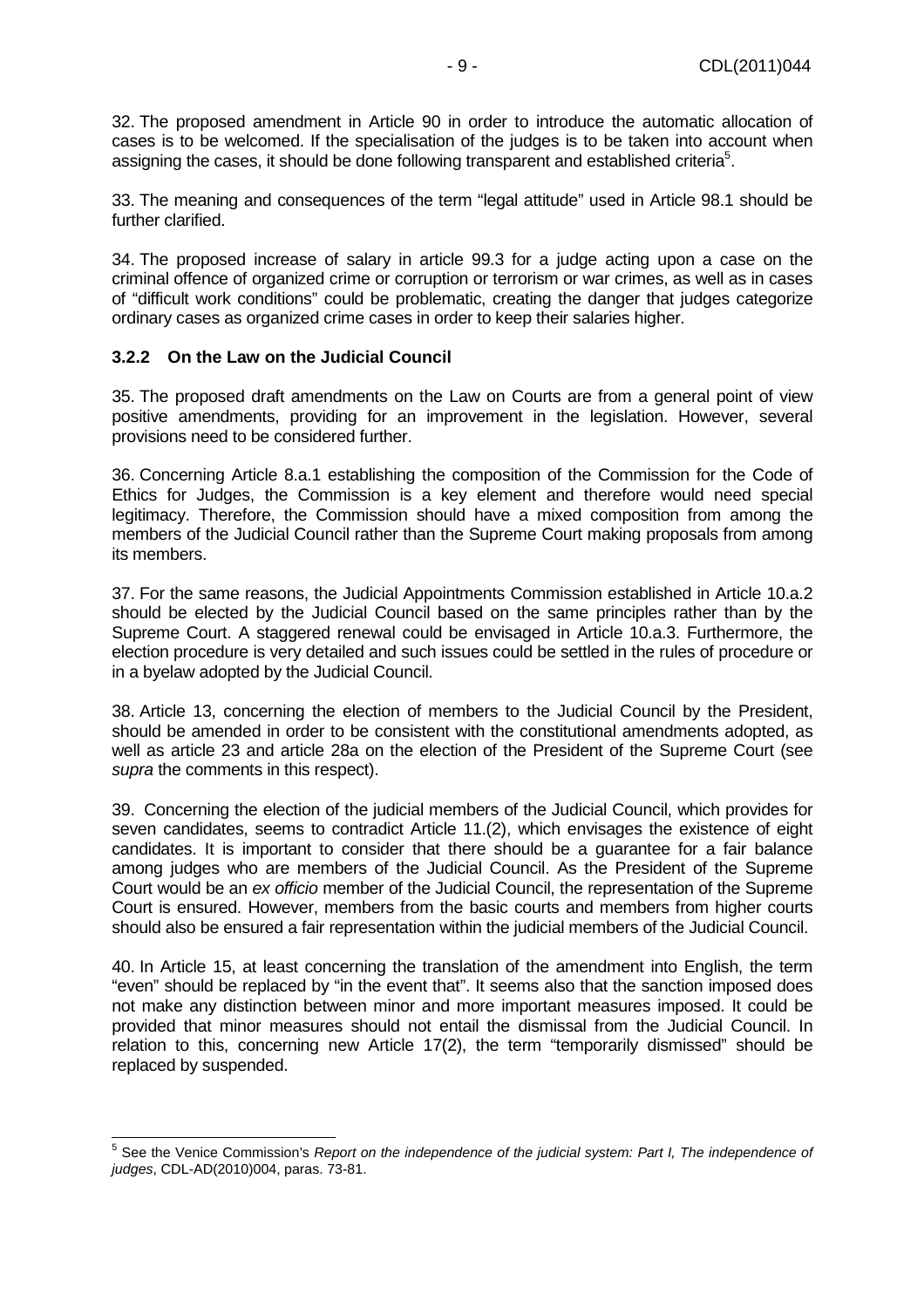32. The proposed amendment in Article 90 in order to introduce the automatic allocation of cases is to be welcomed. If the specialisation of the judges is to be taken into account when assigning the cases, it should be done following transparent and established criteria[5].

33. The meaning and consequences of the term "legal attitude" used in Article 98.1 should be further clarified.

34. The proposed increase of salary in article 99.3 for a judge acting upon a case on the criminal offence of organized crime or corruption or terrorism or war crimes, as well as in cases of "difficult work conditions" could be problematic, creating the danger that judges categorize ordinary cases as organized crime cases in order to keep their salaries higher.

### 3.2.2 On the Law on the Judicial Council

35. The proposed draft amendments on the Law on Courts are from a general point of view positive amendments, providing for an improvement in the legislation. However, several provisions need to be considered further.

36. Concerning Article 8.a.1 establishing the composition of the Commission for the Code of Ethics for Judges, the Commission is a key element and therefore would need special legitimacy. Therefore, the Commission should have a mixed composition from among the members of the Judicial Council rather than the Supreme Court making proposals from among its members.

37. For the same reasons, the Judicial Appointments Commission established in Article 10.a.2 should be elected by the Judicial Council based on the same principles rather than by the Supreme Court. A staggered renewal could be envisaged in Article 10.a.3. Furthermore, the election procedure is very detailed and such issues could be settled in the rules of procedure or in a byelaw adopted by the Judicial Council.

38. Article 13, concerning the election of members to the Judicial Council by the President, should be amended in order to be consistent with the constitutional amendments adopted, as well as article 23 and article 28a on the election of the President of the Supreme Court (see *supra* the comments in this respect).

39. Concerning the election of the judicial members of the Judicial Council, which provides for seven candidates, seems to contradict Article 11.(2), which envisages the existence of eight candidates. It is important to consider that there should be a guarantee for a fair balance among judges who are members of the Judicial Council. As the President of the Supreme Court would be an *ex officio* member of the Judicial Council, the representation of the Supreme Court is ensured. However, members from the basic courts and members from higher courts should also be ensured a fair representation within the judicial members of the Judicial Council.

40. In Article 15, at least concerning the translation of the amendment into English, the term "even" should be replaced by "in the event that". It seems also that the sanction imposed does not make any distinction between minor and more important measures imposed. It could be provided that minor measures should not entail the dismissal from the Judicial Council. In relation to this, concerning new Article 17(2), the term "temporarily dismissed" should be replaced by suspended.

---

[5] See the Venice Commission's *Report on the independence of the judicial system: Part I, The independence of judges*, CDL-AD(2010)004, paras. 73-81.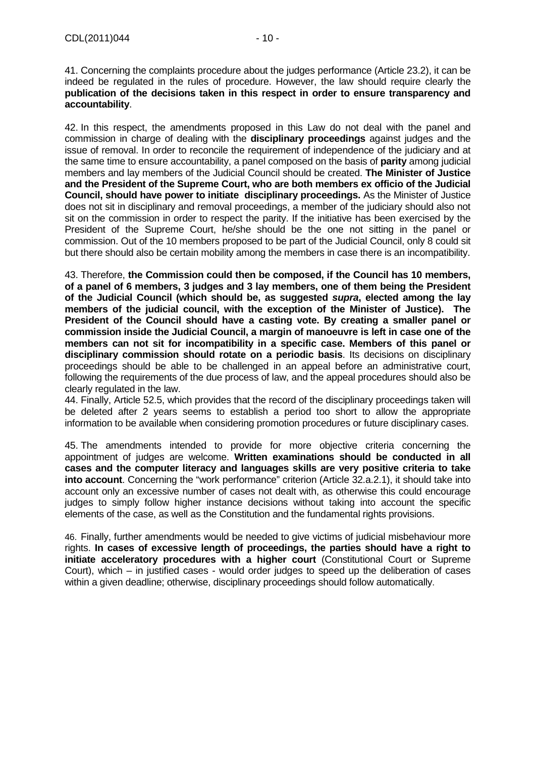41. Concerning the complaints procedure about the judges performance (Article 23.2), it can be indeed be regulated in the rules of procedure. However, the law should require clearly the **publication of the decisions taken in this respect in order to ensure transparency and accountability**.

42. In this respect, the amendments proposed in this Law do not deal with the panel and commission in charge of dealing with the **disciplinary proceedings** against judges and the issue of removal. In order to reconcile the requirement of independence of the judiciary and at the same time to ensure accountability, a panel composed on the basis of **parity** among judicial members and lay members of the Judicial Council should be created. **The Minister of Justice and the President of the Supreme Court, who are both members ex officio of the Judicial Council, should have power to initiate disciplinary proceedings.** As the Minister of Justice does not sit in disciplinary and removal proceedings, a member of the judiciary should also not sit on the commission in order to respect the parity. If the initiative has been exercised by the President of the Supreme Court, he/she should be the one not sitting in the panel or commission. Out of the 10 members proposed to be part of the Judicial Council, only 8 could sit but there should also be certain mobility among the members in case there is an incompatibility.

43. Therefore, **the Commission could then be composed, if the Council has 10 members, of a panel of 6 members, 3 judges and 3 lay members, one of them being the President of the Judicial Council (which should be, as suggested *supra*, elected among the lay members of the judicial council, with the exception of the Minister of Justice). The President of the Council should have a casting vote. By creating a smaller panel or commission inside the Judicial Council, a margin of manoeuvre is left in case one of the members can not sit for incompatibility in a specific case. Members of this panel or disciplinary commission should rotate on a periodic basis**. Its decisions on disciplinary proceedings should be able to be challenged in an appeal before an administrative court, following the requirements of the due process of law, and the appeal procedures should also be clearly regulated in the law.

44. Finally, Article 52.5, which provides that the record of the disciplinary proceedings taken will be deleted after 2 years seems to establish a period too short to allow the appropriate information to be available when considering promotion procedures or future disciplinary cases.

45. The amendments intended to provide for more objective criteria concerning the appointment of judges are welcome. **Written examinations should be conducted in all cases and the computer literacy and languages skills are very positive criteria to take into account**. Concerning the "work performance" criterion (Article 32.a.2.1), it should take into account only an excessive number of cases not dealt with, as otherwise this could encourage judges to simply follow higher instance decisions without taking into account the specific elements of the case, as well as the Constitution and the fundamental rights provisions.

46. Finally, further amendments would be needed to give victims of judicial misbehaviour more rights. **In cases of excessive length of proceedings, the parties should have a right to initiate acceleratory procedures with a higher court** (Constitutional Court or Supreme Court), which – in justified cases - would order judges to speed up the deliberation of cases within a given deadline; otherwise, disciplinary proceedings should follow automatically.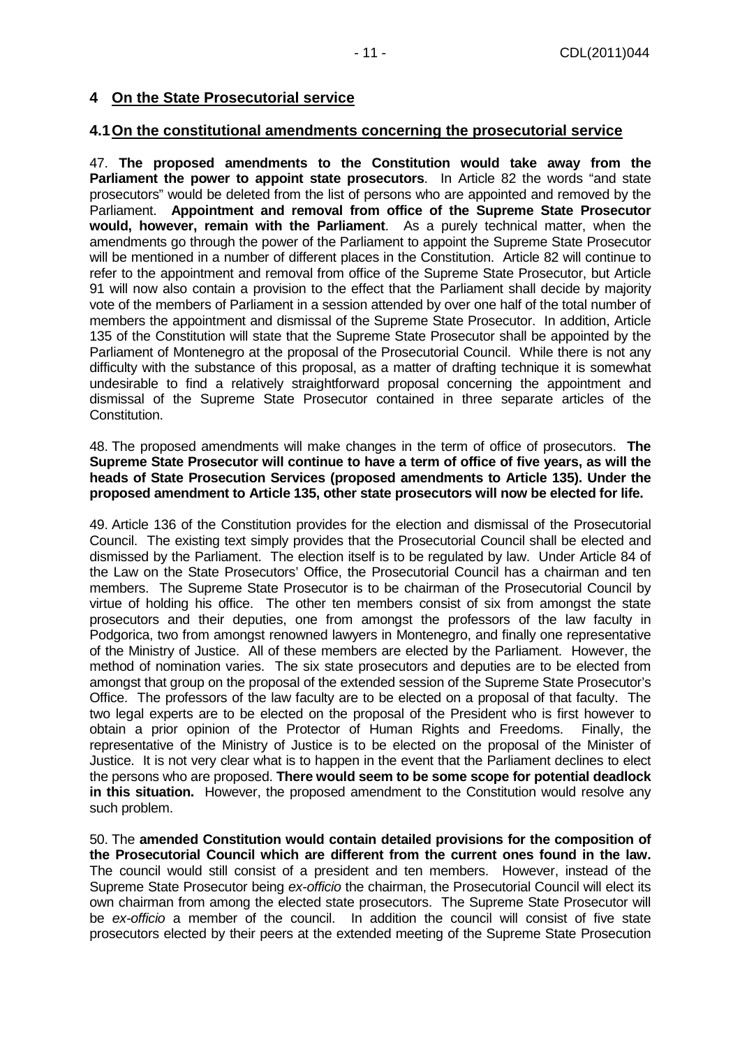## 4 On the State Prosecutorial service

### 4.1 On the constitutional amendments concerning the prosecutorial service

47. **The proposed amendments to the Constitution would take away from the Parliament the power to appoint state prosecutors**. In Article 82 the words "and state prosecutors" would be deleted from the list of persons who are appointed and removed by the Parliament. **Appointment and removal from office of the Supreme State Prosecutor would, however, remain with the Parliament**. As a purely technical matter, when the amendments go through the power of the Parliament to appoint the Supreme State Prosecutor will be mentioned in a number of different places in the Constitution. Article 82 will continue to refer to the appointment and removal from office of the Supreme State Prosecutor, but Article 91 will now also contain a provision to the effect that the Parliament shall decide by majority vote of the members of Parliament in a session attended by over one half of the total number of members the appointment and dismissal of the Supreme State Prosecutor. In addition, Article 135 of the Constitution will state that the Supreme State Prosecutor shall be appointed by the Parliament of Montenegro at the proposal of the Prosecutorial Council. While there is not any difficulty with the substance of this proposal, as a matter of drafting technique it is somewhat undesirable to find a relatively straightforward proposal concerning the appointment and dismissal of the Supreme State Prosecutor contained in three separate articles of the Constitution.

48. The proposed amendments will make changes in the term of office of prosecutors. **The Supreme State Prosecutor will continue to have a term of office of five years, as will the heads of State Prosecution Services (proposed amendments to Article 135). Under the proposed amendment to Article 135, other state prosecutors will now be elected for life.**

49. Article 136 of the Constitution provides for the election and dismissal of the Prosecutorial Council. The existing text simply provides that the Prosecutorial Council shall be elected and dismissed by the Parliament. The election itself is to be regulated by law. Under Article 84 of the Law on the State Prosecutors' Office, the Prosecutorial Council has a chairman and ten members. The Supreme State Prosecutor is to be chairman of the Prosecutorial Council by virtue of holding his office. The other ten members consist of six from amongst the state prosecutors and their deputies, one from amongst the professors of the law faculty in Podgorica, two from amongst renowned lawyers in Montenegro, and finally one representative of the Ministry of Justice. All of these members are elected by the Parliament. However, the method of nomination varies. The six state prosecutors and deputies are to be elected from amongst that group on the proposal of the extended session of the Supreme State Prosecutor's Office. The professors of the law faculty are to be elected on a proposal of that faculty. The two legal experts are to be elected on the proposal of the President who is first however to obtain a prior opinion of the Protector of Human Rights and Freedoms. Finally, the representative of the Ministry of Justice is to be elected on the proposal of the Minister of Justice. It is not very clear what is to happen in the event that the Parliament declines to elect the persons who are proposed. **There would seem to be some scope for potential deadlock in this situation.** However, the proposed amendment to the Constitution would resolve any such problem.

50. The **amended Constitution would contain detailed provisions for the composition of the Prosecutorial Council which are different from the current ones found in the law.** The council would still consist of a president and ten members. However, instead of the Supreme State Prosecutor being *ex-officio* the chairman, the Prosecutorial Council will elect its own chairman from among the elected state prosecutors. The Supreme State Prosecutor will be *ex-officio* a member of the council. In addition the council will consist of five state prosecutors elected by their peers at the extended meeting of the Supreme State Prosecution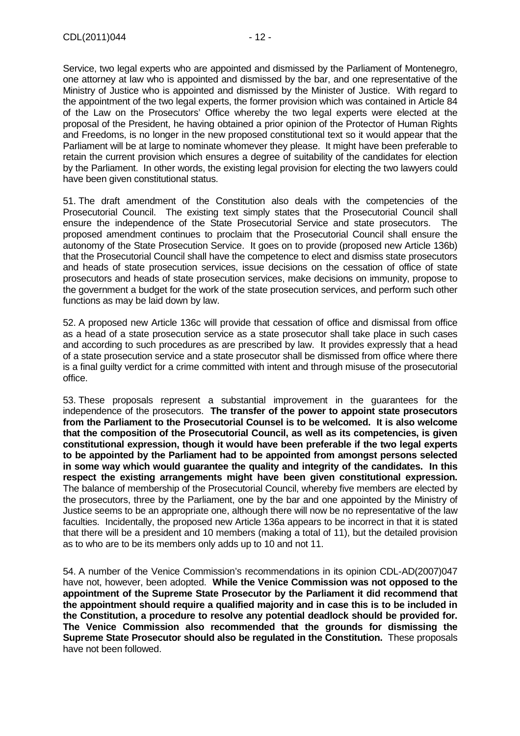Service, two legal experts who are appointed and dismissed by the Parliament of Montenegro, one attorney at law who is appointed and dismissed by the bar, and one representative of the Ministry of Justice who is appointed and dismissed by the Minister of Justice. With regard to the appointment of the two legal experts, the former provision which was contained in Article 84 of the Law on the Prosecutors' Office whereby the two legal experts were elected at the proposal of the President, he having obtained a prior opinion of the Protector of Human Rights and Freedoms, is no longer in the new proposed constitutional text so it would appear that the Parliament will be at large to nominate whomever they please. It might have been preferable to retain the current provision which ensures a degree of suitability of the candidates for election by the Parliament. In other words, the existing legal provision for electing the two lawyers could have been given constitutional status.

51. The draft amendment of the Constitution also deals with the competencies of the Prosecutorial Council. The existing text simply states that the Prosecutorial Council shall ensure the independence of the State Prosecutorial Service and state prosecutors. The proposed amendment continues to proclaim that the Prosecutorial Council shall ensure the autonomy of the State Prosecution Service. It goes on to provide (proposed new Article 136b) that the Prosecutorial Council shall have the competence to elect and dismiss state prosecutors and heads of state prosecution services, issue decisions on the cessation of office of state prosecutors and heads of state prosecution services, make decisions on immunity, propose to the government a budget for the work of the state prosecution services, and perform such other functions as may be laid down by law.

52. A proposed new Article 136c will provide that cessation of office and dismissal from office as a head of a state prosecution service as a state prosecutor shall take place in such cases and according to such procedures as are prescribed by law. It provides expressly that a head of a state prosecution service and a state prosecutor shall be dismissed from office where there is a final guilty verdict for a crime committed with intent and through misuse of the prosecutorial office.

53. These proposals represent a substantial improvement in the guarantees for the independence of the prosecutors. **The transfer of the power to appoint state prosecutors from the Parliament to the Prosecutorial Counsel is to be welcomed. It is also welcome that the composition of the Prosecutorial Council, as well as its competencies, is given constitutional expression, though it would have been preferable if the two legal experts to be appointed by the Parliament had to be appointed from amongst persons selected in some way which would guarantee the quality and integrity of the candidates. In this respect the existing arrangements might have been given constitutional expression.** The balance of membership of the Prosecutorial Council, whereby five members are elected by the prosecutors, three by the Parliament, one by the bar and one appointed by the Ministry of Justice seems to be an appropriate one, although there will now be no representative of the law faculties. Incidentally, the proposed new Article 136a appears to be incorrect in that it is stated that there will be a president and 10 members (making a total of 11), but the detailed provision as to who are to be its members only adds up to 10 and not 11.

54. A number of the Venice Commission's recommendations in its opinion CDL-AD(2007)047 have not, however, been adopted. **While the Venice Commission was not opposed to the appointment of the Supreme State Prosecutor by the Parliament it did recommend that the appointment should require a qualified majority and in case this is to be included in the Constitution, a procedure to resolve any potential deadlock should be provided for. The Venice Commission also recommended that the grounds for dismissing the Supreme State Prosecutor should also be regulated in the Constitution.** These proposals have not been followed.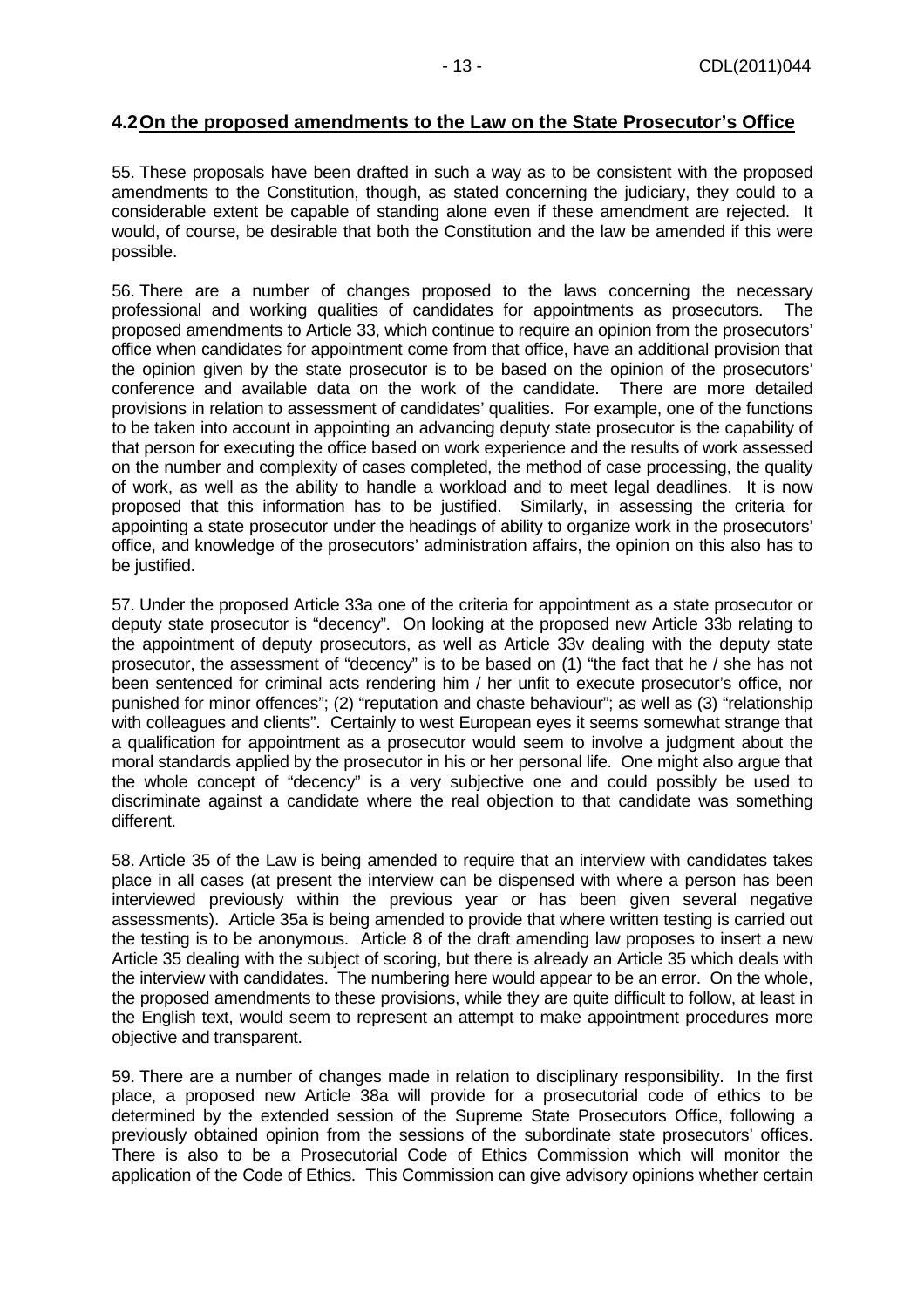## 4.2 On the proposed amendments to the Law on the State Prosecutor's Office

55. These proposals have been drafted in such a way as to be consistent with the proposed amendments to the Constitution, though, as stated concerning the judiciary, they could to a considerable extent be capable of standing alone even if these amendment are rejected. It would, of course, be desirable that both the Constitution and the law be amended if this were possible.

56. There are a number of changes proposed to the laws concerning the necessary professional and working qualities of candidates for appointments as prosecutors. The proposed amendments to Article 33, which continue to require an opinion from the prosecutors' office when candidates for appointment come from that office, have an additional provision that the opinion given by the state prosecutor is to be based on the opinion of the prosecutors' conference and available data on the work of the candidate. There are more detailed provisions in relation to assessment of candidates' qualities. For example, one of the functions to be taken into account in appointing an advancing deputy state prosecutor is the capability of that person for executing the office based on work experience and the results of work assessed on the number and complexity of cases completed, the method of case processing, the quality of work, as well as the ability to handle a workload and to meet legal deadlines. It is now proposed that this information has to be justified. Similarly, in assessing the criteria for appointing a state prosecutor under the headings of ability to organize work in the prosecutors' office, and knowledge of the prosecutors' administration affairs, the opinion on this also has to be justified.

57. Under the proposed Article 33a one of the criteria for appointment as a state prosecutor or deputy state prosecutor is "decency". On looking at the proposed new Article 33b relating to the appointment of deputy prosecutors, as well as Article 33v dealing with the deputy state prosecutor, the assessment of "decency" is to be based on (1) "the fact that he / she has not been sentenced for criminal acts rendering him / her unfit to execute prosecutor's office, nor punished for minor offences"; (2) "reputation and chaste behaviour"; as well as (3) "relationship with colleagues and clients". Certainly to west European eyes it seems somewhat strange that a qualification for appointment as a prosecutor would seem to involve a judgment about the moral standards applied by the prosecutor in his or her personal life. One might also argue that the whole concept of "decency" is a very subjective one and could possibly be used to discriminate against a candidate where the real objection to that candidate was something different.

58. Article 35 of the Law is being amended to require that an interview with candidates takes place in all cases (at present the interview can be dispensed with where a person has been interviewed previously within the previous year or has been given several negative assessments). Article 35a is being amended to provide that where written testing is carried out the testing is to be anonymous. Article 8 of the draft amending law proposes to insert a new Article 35 dealing with the subject of scoring, but there is already an Article 35 which deals with the interview with candidates. The numbering here would appear to be an error. On the whole, the proposed amendments to these provisions, while they are quite difficult to follow, at least in the English text, would seem to represent an attempt to make appointment procedures more objective and transparent.

59. There are a number of changes made in relation to disciplinary responsibility. In the first place, a proposed new Article 38a will provide for a prosecutorial code of ethics to be determined by the extended session of the Supreme State Prosecutors Office, following a previously obtained opinion from the sessions of the subordinate state prosecutors' offices. There is also to be a Prosecutorial Code of Ethics Commission which will monitor the application of the Code of Ethics. This Commission can give advisory opinions whether certain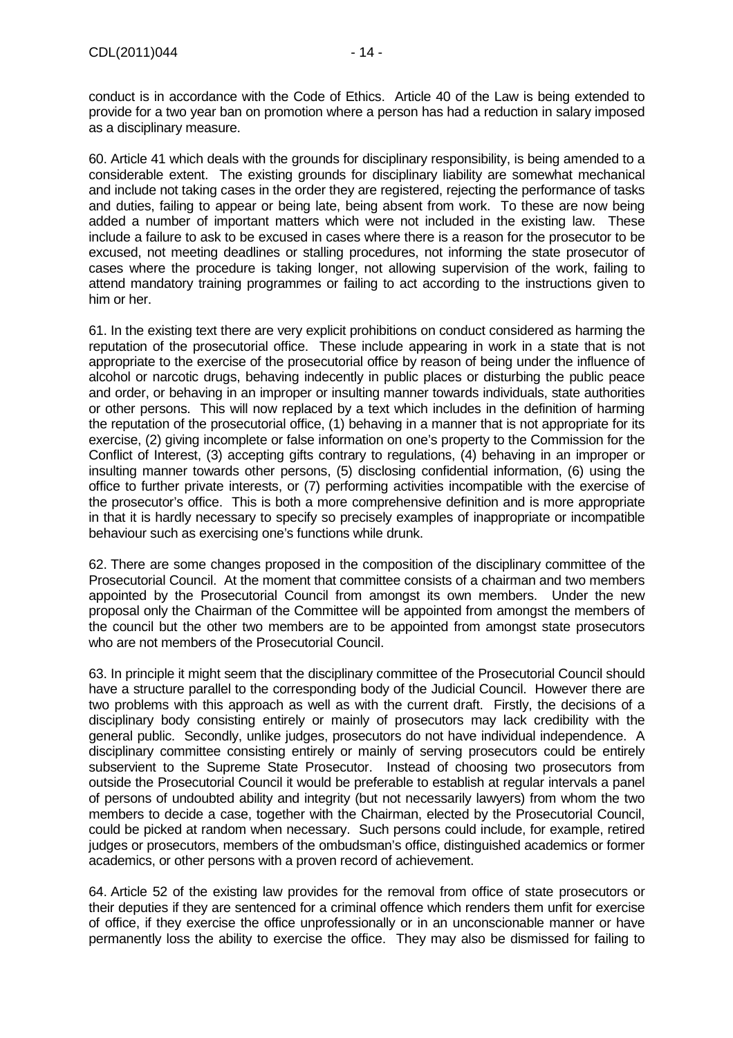conduct is in accordance with the Code of Ethics. Article 40 of the Law is being extended to provide for a two year ban on promotion where a person has had a reduction in salary imposed as a disciplinary measure.

60. Article 41 which deals with the grounds for disciplinary responsibility, is being amended to a considerable extent. The existing grounds for disciplinary liability are somewhat mechanical and include not taking cases in the order they are registered, rejecting the performance of tasks and duties, failing to appear or being late, being absent from work. To these are now being added a number of important matters which were not included in the existing law. These include a failure to ask to be excused in cases where there is a reason for the prosecutor to be excused, not meeting deadlines or stalling procedures, not informing the state prosecutor of cases where the procedure is taking longer, not allowing supervision of the work, failing to attend mandatory training programmes or failing to act according to the instructions given to him or her.

61. In the existing text there are very explicit prohibitions on conduct considered as harming the reputation of the prosecutorial office. These include appearing in work in a state that is not appropriate to the exercise of the prosecutorial office by reason of being under the influence of alcohol or narcotic drugs, behaving indecently in public places or disturbing the public peace and order, or behaving in an improper or insulting manner towards individuals, state authorities or other persons. This will now replaced by a text which includes in the definition of harming the reputation of the prosecutorial office, (1) behaving in a manner that is not appropriate for its exercise, (2) giving incomplete or false information on one's property to the Commission for the Conflict of Interest, (3) accepting gifts contrary to regulations, (4) behaving in an improper or insulting manner towards other persons, (5) disclosing confidential information, (6) using the office to further private interests, or (7) performing activities incompatible with the exercise of the prosecutor's office. This is both a more comprehensive definition and is more appropriate in that it is hardly necessary to specify so precisely examples of inappropriate or incompatible behaviour such as exercising one's functions while drunk.

62. There are some changes proposed in the composition of the disciplinary committee of the Prosecutorial Council. At the moment that committee consists of a chairman and two members appointed by the Prosecutorial Council from amongst its own members. Under the new proposal only the Chairman of the Committee will be appointed from amongst the members of the council but the other two members are to be appointed from amongst state prosecutors who are not members of the Prosecutorial Council.

63. In principle it might seem that the disciplinary committee of the Prosecutorial Council should have a structure parallel to the corresponding body of the Judicial Council. However there are two problems with this approach as well as with the current draft. Firstly, the decisions of a disciplinary body consisting entirely or mainly of prosecutors may lack credibility with the general public. Secondly, unlike judges, prosecutors do not have individual independence. A disciplinary committee consisting entirely or mainly of serving prosecutors could be entirely subservient to the Supreme State Prosecutor. Instead of choosing two prosecutors from outside the Prosecutorial Council it would be preferable to establish at regular intervals a panel of persons of undoubted ability and integrity (but not necessarily lawyers) from whom the two members to decide a case, together with the Chairman, elected by the Prosecutorial Council, could be picked at random when necessary. Such persons could include, for example, retired judges or prosecutors, members of the ombudsman's office, distinguished academics or former academics, or other persons with a proven record of achievement.

64. Article 52 of the existing law provides for the removal from office of state prosecutors or their deputies if they are sentenced for a criminal offence which renders them unfit for exercise of office, if they exercise the office unprofessionally or in an unconscionable manner or have permanently loss the ability to exercise the office. They may also be dismissed for failing to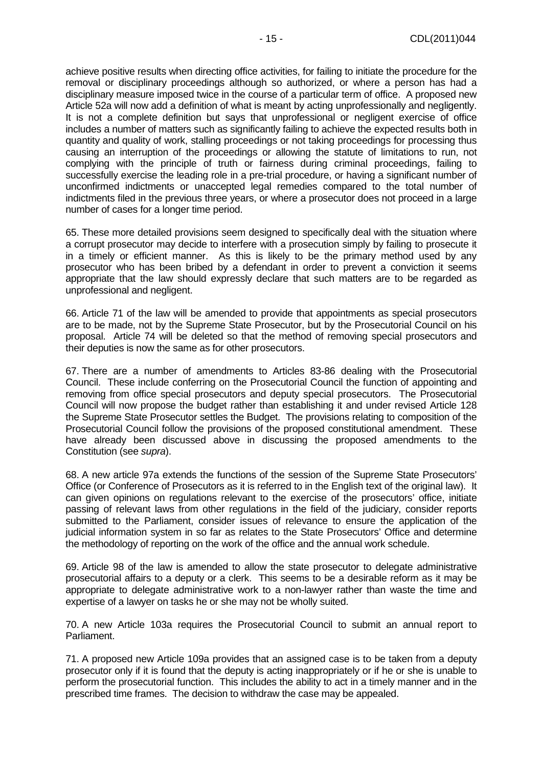achieve positive results when directing office activities, for failing to initiate the procedure for the removal or disciplinary proceedings although so authorized, or where a person has had a disciplinary measure imposed twice in the course of a particular term of office. A proposed new Article 52a will now add a definition of what is meant by acting unprofessionally and negligently. It is not a complete definition but says that unprofessional or negligent exercise of office includes a number of matters such as significantly failing to achieve the expected results both in quantity and quality of work, stalling proceedings or not taking proceedings for processing thus causing an interruption of the proceedings or allowing the statute of limitations to run, not complying with the principle of truth or fairness during criminal proceedings, failing to successfully exercise the leading role in a pre-trial procedure, or having a significant number of unconfirmed indictments or unaccepted legal remedies compared to the total number of indictments filed in the previous three years, or where a prosecutor does not proceed in a large number of cases for a longer time period.

65. These more detailed provisions seem designed to specifically deal with the situation where a corrupt prosecutor may decide to interfere with a prosecution simply by failing to prosecute it in a timely or efficient manner. As this is likely to be the primary method used by any prosecutor who has been bribed by a defendant in order to prevent a conviction it seems appropriate that the law should expressly declare that such matters are to be regarded as unprofessional and negligent.

66. Article 71 of the law will be amended to provide that appointments as special prosecutors are to be made, not by the Supreme State Prosecutor, but by the Prosecutorial Council on his proposal. Article 74 will be deleted so that the method of removing special prosecutors and their deputies is now the same as for other prosecutors.

67. There are a number of amendments to Articles 83-86 dealing with the Prosecutorial Council. These include conferring on the Prosecutorial Council the function of appointing and removing from office special prosecutors and deputy special prosecutors. The Prosecutorial Council will now propose the budget rather than establishing it and under revised Article 128 the Supreme State Prosecutor settles the Budget. The provisions relating to composition of the Prosecutorial Council follow the provisions of the proposed constitutional amendment. These have already been discussed above in discussing the proposed amendments to the Constitution (see *supra*).

68. A new article 97a extends the functions of the session of the Supreme State Prosecutors' Office (or Conference of Prosecutors as it is referred to in the English text of the original law). It can given opinions on regulations relevant to the exercise of the prosecutors' office, initiate passing of relevant laws from other regulations in the field of the judiciary, consider reports submitted to the Parliament, consider issues of relevance to ensure the application of the judicial information system in so far as relates to the State Prosecutors' Office and determine the methodology of reporting on the work of the office and the annual work schedule.

69. Article 98 of the law is amended to allow the state prosecutor to delegate administrative prosecutorial affairs to a deputy or a clerk. This seems to be a desirable reform as it may be appropriate to delegate administrative work to a non-lawyer rather than waste the time and expertise of a lawyer on tasks he or she may not be wholly suited.

70. A new Article 103a requires the Prosecutorial Council to submit an annual report to Parliament.

71. A proposed new Article 109a provides that an assigned case is to be taken from a deputy prosecutor only if it is found that the deputy is acting inappropriately or if he or she is unable to perform the prosecutorial function. This includes the ability to act in a timely manner and in the prescribed time frames. The decision to withdraw the case may be appealed.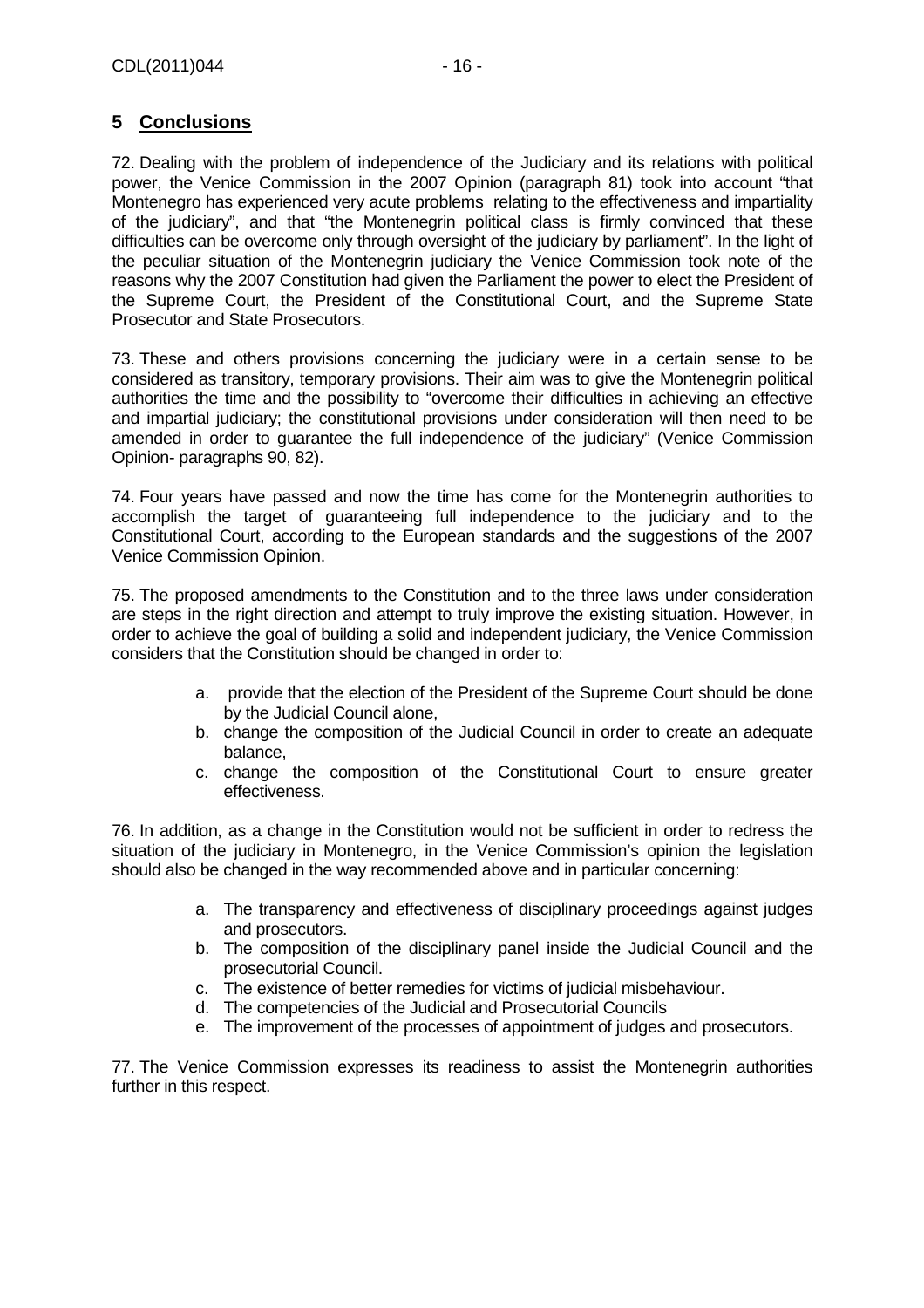## 5 Conclusions

72. Dealing with the problem of independence of the Judiciary and its relations with political power, the Venice Commission in the 2007 Opinion (paragraph 81) took into account "that Montenegro has experienced very acute problems relating to the effectiveness and impartiality of the judiciary", and that "the Montenegrin political class is firmly convinced that these difficulties can be overcome only through oversight of the judiciary by parliament". In the light of the peculiar situation of the Montenegrin judiciary the Venice Commission took note of the reasons why the 2007 Constitution had given the Parliament the power to elect the President of the Supreme Court, the President of the Constitutional Court, and the Supreme State Prosecutor and State Prosecutors.

73. These and others provisions concerning the judiciary were in a certain sense to be considered as transitory, temporary provisions. Their aim was to give the Montenegrin political authorities the time and the possibility to "overcome their difficulties in achieving an effective and impartial judiciary; the constitutional provisions under consideration will then need to be amended in order to guarantee the full independence of the judiciary" (Venice Commission Opinion- paragraphs 90, 82).

74. Four years have passed and now the time has come for the Montenegrin authorities to accomplish the target of guaranteeing full independence to the judiciary and to the Constitutional Court, according to the European standards and the suggestions of the 2007 Venice Commission Opinion.

75. The proposed amendments to the Constitution and to the three laws under consideration are steps in the right direction and attempt to truly improve the existing situation. However, in order to achieve the goal of building a solid and independent judiciary, the Venice Commission considers that the Constitution should be changed in order to:

a. provide that the election of the President of the Supreme Court should be done by the Judicial Council alone,
b. change the composition of the Judicial Council in order to create an adequate balance,
c. change the composition of the Constitutional Court to ensure greater effectiveness.

76. In addition, as a change in the Constitution would not be sufficient in order to redress the situation of the judiciary in Montenegro, in the Venice Commission's opinion the legislation should also be changed in the way recommended above and in particular concerning:

a. The transparency and effectiveness of disciplinary proceedings against judges and prosecutors.
b. The composition of the disciplinary panel inside the Judicial Council and the prosecutorial Council.
c. The existence of better remedies for victims of judicial misbehaviour.
d. The competencies of the Judicial and Prosecutorial Councils
e. The improvement of the processes of appointment of judges and prosecutors.

77. The Venice Commission expresses its readiness to assist the Montenegrin authorities further in this respect.